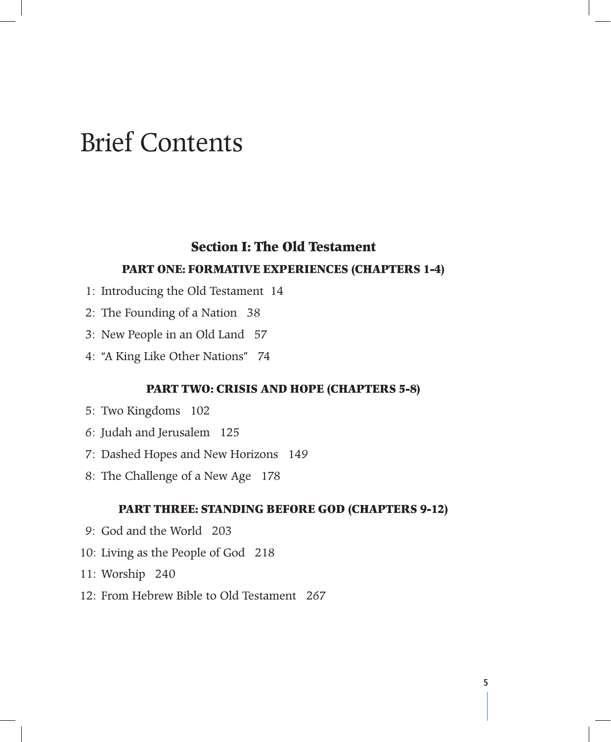# Brief Contents

## Section I: The Old Testament

### PART ONE: FORMATIVE EXPERIENCES (CHAPTERS 1-4)

1: Introducing the Old Testament 14

2: The Founding of a Nation 38

3: New People in an Old Land 57

4: "A King Like Other Nations" 74

### PART TWO: CRISIS AND HOPE (CHAPTERS 5-8)

5: Two Kingdoms 102

6: Judah and Jerusalem 125

7: Dashed Hopes and New Horizons 149

8: The Challenge of a New Age 178

### PART THREE: STANDING BEFORE GOD (CHAPTERS 9-12)

9: God and the World 203

10: Living as the People of God 218

11: Worship 240

12: From Hebrew Bible to Old Testament 267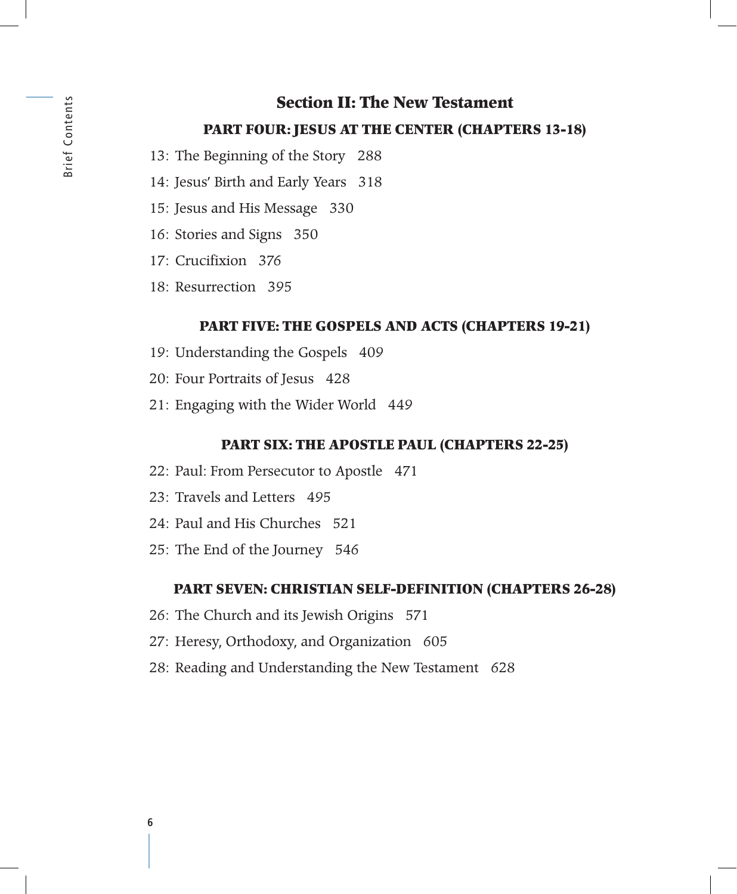## Section II: The New Testament

### PART FOUR: JESUS AT THE CENTER (CHAPTERS 13-18)

13: The Beginning of the Story 288

14: Jesus' Birth and Early Years 318

15: Jesus and His Message 330

16: Stories and Signs 350

17: Crucifixion 376

18: Resurrection 395

### PART FIVE: THE GOSPELS AND ACTS (CHAPTERS 19-21)

19: Understanding the Gospels 409

20: Four Portraits of Jesus 428

21: Engaging with the Wider World 449

### PART SIX: THE APOSTLE PAUL (CHAPTERS 22-25)

22: Paul: From Persecutor to Apostle 471

23: Travels and Letters 495

24: Paul and His Churches 521

25: The End of the Journey 546

### PART SEVEN: CHRISTIAN SELF-DEFINITION (CHAPTERS 26-28)

26: The Church and its Jewish Origins 571

27: Heresy, Orthodoxy, and Organization 605

28: Reading and Understanding the New Testament 628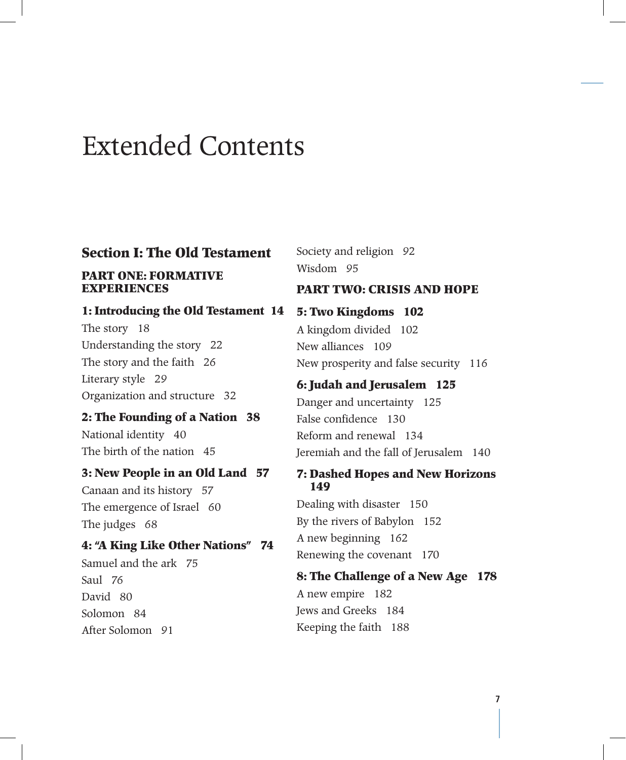# Extended Contents

## Section I: The Old Testament

### PART ONE: FORMATIVE EXPERIENCES

**1: Introducing the Old Testament 14**

The story 18
Understanding the story 22
The story and the faith 26
Literary style 29
Organization and structure 32

**2: The Founding of a Nation 38**

National identity 40
The birth of the nation 45

**3: New People in an Old Land 57**

Canaan and its history 57
The emergence of Israel 60
The judges 68

**4: "A King Like Other Nations" 74**

Samuel and the ark 75
Saul 76
David 80
Solomon 84
After Solomon 91
Society and religion 92
Wisdom 95

### PART TWO: CRISIS AND HOPE

**5: Two Kingdoms 102**

A kingdom divided 102
New alliances 109
New prosperity and false security 116

**6: Judah and Jerusalem 125**

Danger and uncertainty 125
False confidence 130
Reform and renewal 134
Jeremiah and the fall of Jerusalem 140

**7: Dashed Hopes and New Horizons 149**

Dealing with disaster 150
By the rivers of Babylon 152
A new beginning 162
Renewing the covenant 170

**8: The Challenge of a New Age 178**

A new empire 182
Jews and Greeks 184
Keeping the faith 188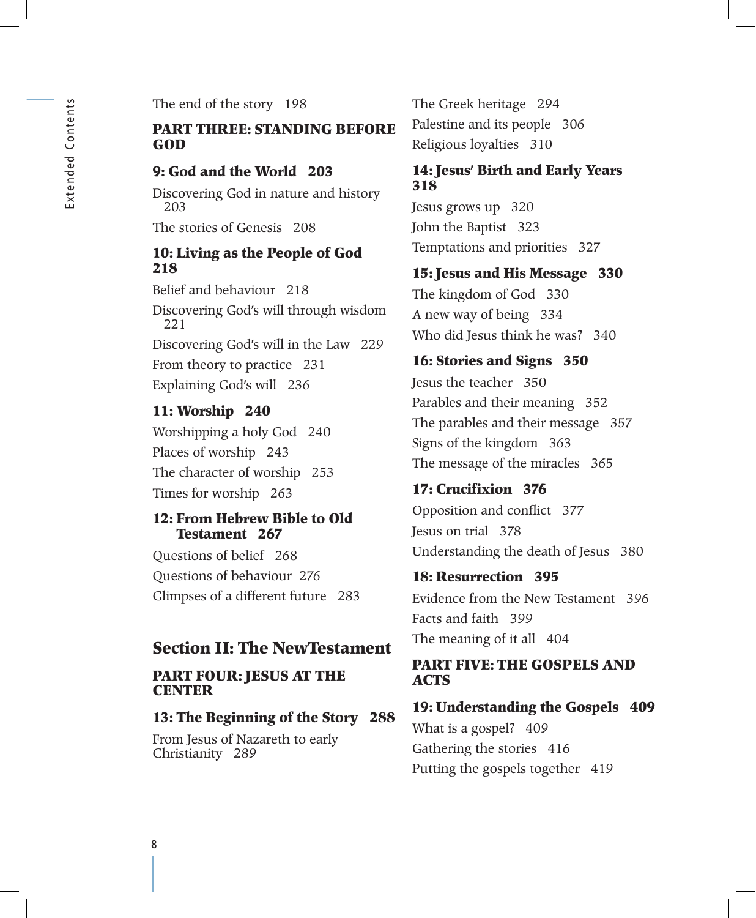The end of the story 198

## PART THREE: STANDING BEFORE GOD

### 9: God and the World 203

Discovering God in nature and history 203

The stories of Genesis 208

### 10: Living as the People of God 218

Belief and behaviour 218

Discovering God's will through wisdom 221

Discovering God's will in the Law 229

From theory to practice 231

Explaining God's will 236

### 11: Worship 240

Worshipping a holy God 240

Places of worship 243

The character of worship 253

Times for worship 263

### 12: From Hebrew Bible to Old Testament 267

Questions of belief 268

Questions of behaviour 276

Glimpses of a different future 283

# Section II: The NewTestament

## PART FOUR: JESUS AT THE CENTER

### 13: The Beginning of the Story 288

From Jesus of Nazareth to early Christianity 289

The Greek heritage 294

Palestine and its people 306

Religious loyalties 310

### 14: Jesus' Birth and Early Years 318

Jesus grows up 320

John the Baptist 323

Temptations and priorities 327

### 15: Jesus and His Message 330

The kingdom of God 330

A new way of being 334

Who did Jesus think he was? 340

### 16: Stories and Signs 350

Jesus the teacher 350

Parables and their meaning 352

The parables and their message 357

Signs of the kingdom 363

The message of the miracles 365

### 17: Crucifixion 376

Opposition and conflict 377

Jesus on trial 378

Understanding the death of Jesus 380

### 18: Resurrection 395

Evidence from the New Testament 396

Facts and faith 399

The meaning of it all 404

## PART FIVE: THE GOSPELS AND ACTS

### 19: Understanding the Gospels 409

What is a gospel? 409

Gathering the stories 416

Putting the gospels together 419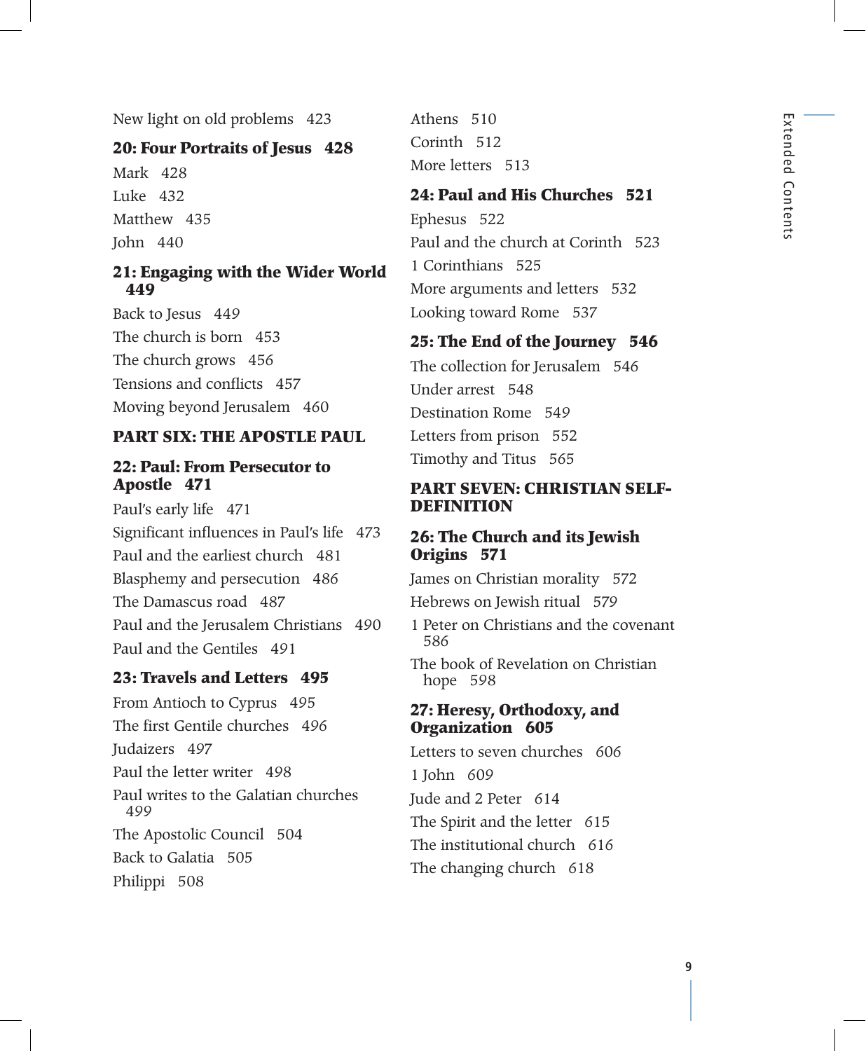New light on old problems 423

### 20: Four Portraits of Jesus 428

Mark 428

Luke 432

Matthew 435

John 440

### 21: Engaging with the Wider World 449

Back to Jesus 449

The church is born 453

The church grows 456

Tensions and conflicts 457

Moving beyond Jerusalem 460

## PART SIX: THE APOSTLE PAUL

### 22: Paul: From Persecutor to Apostle 471

Paul's early life 471

Significant influences in Paul's life 473

Paul and the earliest church 481

Blasphemy and persecution 486

The Damascus road 487

Paul and the Jerusalem Christians 490

Paul and the Gentiles 491

### 23: Travels and Letters 495

From Antioch to Cyprus 495

The first Gentile churches 496

Judaizers 497

Paul the letter writer 498

Paul writes to the Galatian churches 499

The Apostolic Council 504

Back to Galatia 505

Philippi 508

Athens 510

Corinth 512

More letters 513

### 24: Paul and His Churches 521

Ephesus 522

Paul and the church at Corinth 523

1 Corinthians 525

More arguments and letters 532

Looking toward Rome 537

### 25: The End of the Journey 546

The collection for Jerusalem 546

Under arrest 548

Destination Rome 549

Letters from prison 552

Timothy and Titus 565

## PART SEVEN: CHRISTIAN SELF-DEFINITION

### 26: The Church and its Jewish Origins 571

James on Christian morality 572

Hebrews on Jewish ritual 579

1 Peter on Christians and the covenant 586

The book of Revelation on Christian hope 598

### 27: Heresy, Orthodoxy, and Organization 605

Letters to seven churches 606

1 John 609

Jude and 2 Peter 614

The Spirit and the letter 615

The institutional church 616

The changing church 618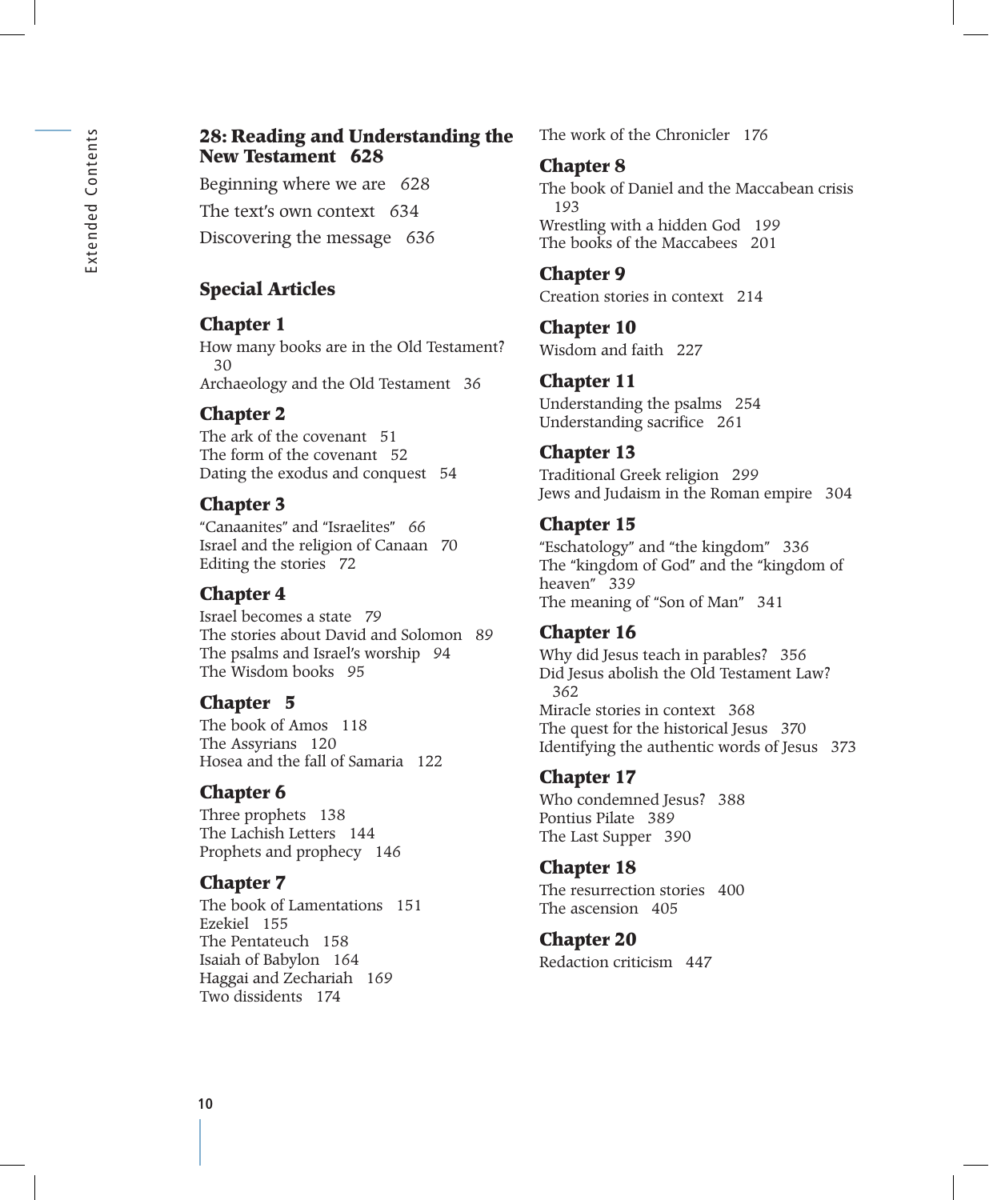## 28: Reading and Understanding the New Testament 628

Beginning where we are 628

The text's own context 634

Discovering the message 636

## Special Articles

### Chapter 1

How many books are in the Old Testament? 30
Archaeology and the Old Testament 36

### Chapter 2

The ark of the covenant 51
The form of the covenant 52
Dating the exodus and conquest 54

### Chapter 3

"Canaanites" and "Israelites" 66
Israel and the religion of Canaan 70
Editing the stories 72

### Chapter 4

Israel becomes a state 79
The stories about David and Solomon 89
The psalms and Israel's worship 94
The Wisdom books 95

### Chapter 5

The book of Amos 118
The Assyrians 120
Hosea and the fall of Samaria 122

### Chapter 6

Three prophets 138
The Lachish Letters 144
Prophets and prophecy 146

### Chapter 7

The book of Lamentations 151
Ezekiel 155
The Pentateuch 158
Isaiah of Babylon 164
Haggai and Zechariah 169
Two dissidents 174
The work of the Chronicler 176

### Chapter 8

The book of Daniel and the Maccabean crisis 193
Wrestling with a hidden God 199
The books of the Maccabees 201

### Chapter 9

Creation stories in context 214

### Chapter 10

Wisdom and faith 227

### Chapter 11

Understanding the psalms 254
Understanding sacrifice 261

### Chapter 13

Traditional Greek religion 299
Jews and Judaism in the Roman empire 304

### Chapter 15

"Eschatology" and "the kingdom" 336
The "kingdom of God" and the "kingdom of heaven" 339
The meaning of "Son of Man" 341

### Chapter 16

Why did Jesus teach in parables? 356
Did Jesus abolish the Old Testament Law? 362
Miracle stories in context 368
The quest for the historical Jesus 370
Identifying the authentic words of Jesus 373

### Chapter 17

Who condemned Jesus? 388
Pontius Pilate 389
The Last Supper 390

### Chapter 18

The resurrection stories 400
The ascension 405

### Chapter 20

Redaction criticism 447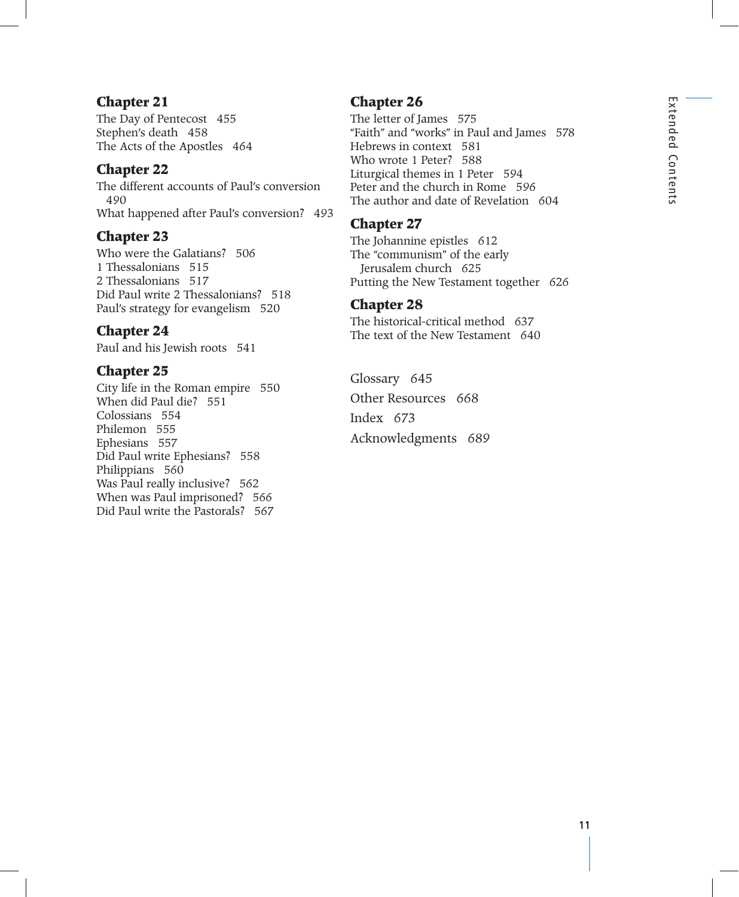## Chapter 21

The Day of Pentecost 455
Stephen's death 458
The Acts of the Apostles 464

## Chapter 22

The different accounts of Paul's conversion 490
What happened after Paul's conversion? 493

## Chapter 23

Who were the Galatians? 506
1 Thessalonians 515
2 Thessalonians 517
Did Paul write 2 Thessalonians? 518
Paul's strategy for evangelism 520

## Chapter 24

Paul and his Jewish roots 541

## Chapter 25

City life in the Roman empire 550
When did Paul die? 551
Colossians 554
Philemon 555
Ephesians 557
Did Paul write Ephesians? 558
Philippians 560
Was Paul really inclusive? 562
When was Paul imprisoned? 566
Did Paul write the Pastorals? 567

## Chapter 26

The letter of James 575
"Faith" and "works" in Paul and James 578
Hebrews in context 581
Who wrote 1 Peter? 588
Liturgical themes in 1 Peter 594
Peter and the church in Rome 596
The author and date of Revelation 604

## Chapter 27

The Johannine epistles 612
The "communism" of the early Jerusalem church 625
Putting the New Testament together 626

## Chapter 28

The historical-critical method 637
The text of the New Testament 640

Glossary 645
Other Resources 668
Index 673
Acknowledgments 689